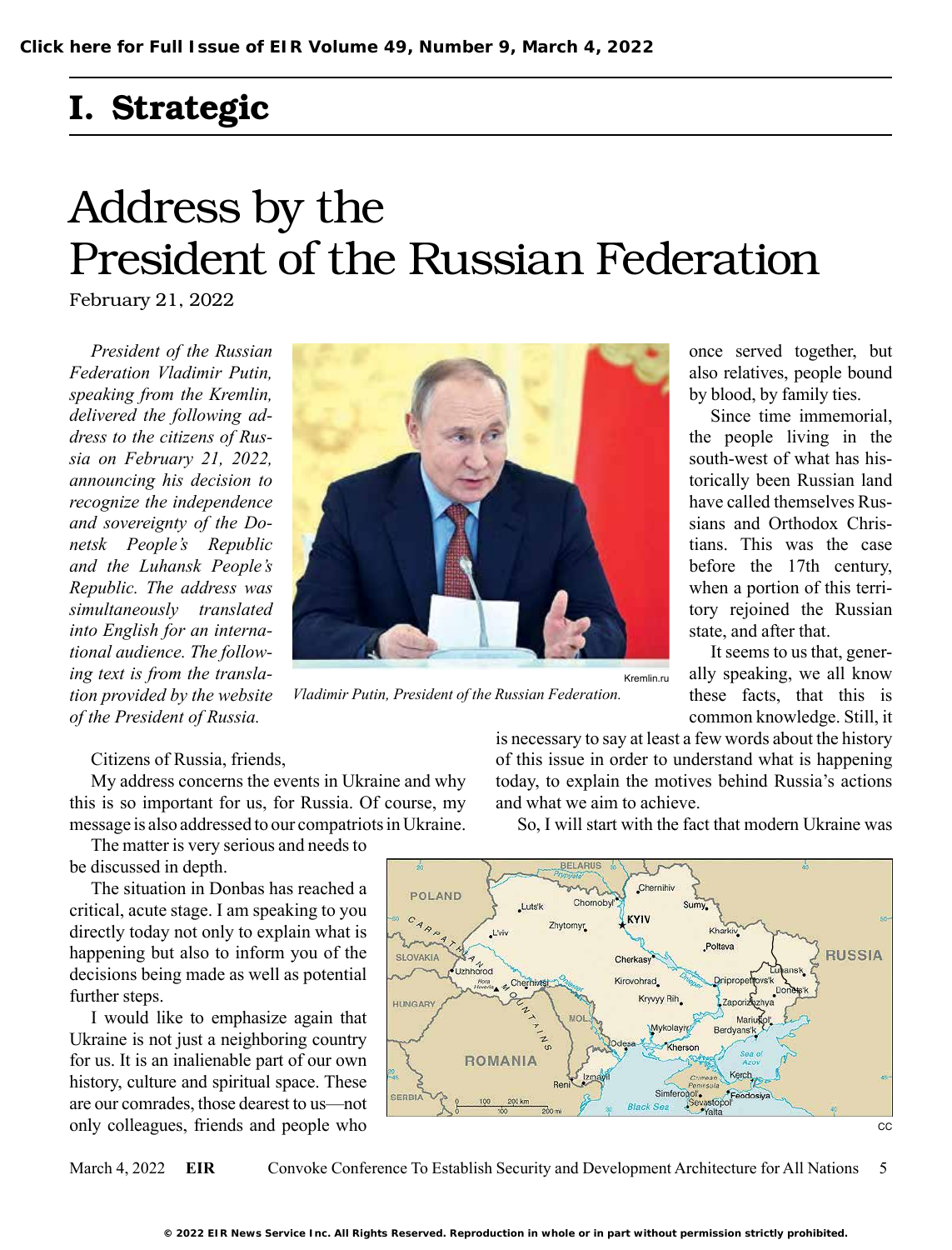Click here for Full Issue of EIR Volume 49, Number 9, March 4, 2022

# I. Strategic

# Address by the President of the Russian Federation

February 21, 2022

*President of the Russian Federation Vladimir Putin, speaking from the Kremlin, delivered the following address to the citizens of Russia on February 21, 2022, announcing his decision to recognize the independence and sovereignty of the Donetsk People's Republic and the Luhansk People's Republic. The address was simultaneously translated into English for an international audience. The following text is from the translation provided by the website of the President of Russia.*

Kremlin.ru

*Vladimir Putin, President of the Russian Federation.*

Citizens of Russia, friends,

My address concerns the events in Ukraine and why this is so important for us, for Russia. Of course, my message is also addressed to our compatriots in Ukraine.

The matter is very serious and needs to be discussed in depth.

The situation in Donbas has reached a critical, acute stage. I am speaking to you directly today not only to explain what is happening but also to inform you of the decisions being made as well as potential further steps.

I would like to emphasize again that Ukraine is not just a neighboring country for us. It is an inalienable part of our own history, culture and spiritual space. These are our comrades, those dearest to us—not only colleagues, friends and people who once served together, but also relatives, people bound by blood, by family ties.

Since time immemorial, the people living in the south-west of what has historically been Russian land have called themselves Russians and Orthodox Christians. This was the case before the 17th century, when a portion of this territory rejoined the Russian state, and after that.

It seems to us that, generally speaking, we all know these facts, that this is common knowledge. Still, it is necessary to say at least a few words about the history of this issue in order to understand what is happening today, to explain the motives behind Russia's actions and what we aim to achieve.

So, I will start with the fact that modern Ukraine was

CC

© 2022 EIR News Service Inc. All Rights Reserved. Reproduction in whole or in part without permission strictly prohibited.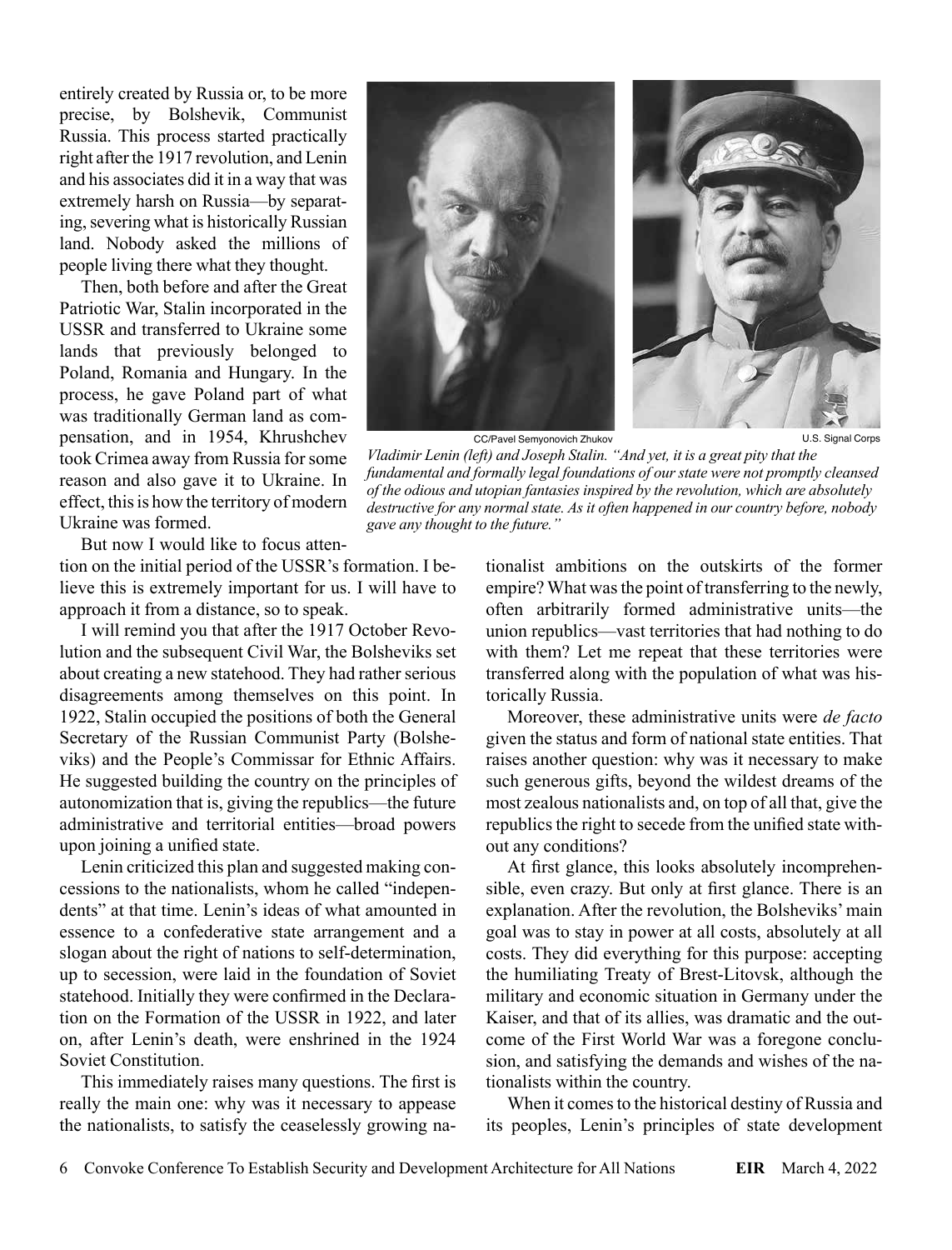entirely created by Russia or, to be more precise, by Bolshevik, Communist Russia. This process started practically right after the 1917 revolution, and Lenin and his associates did it in a way that was extremely harsh on Russia—by separating, severing what is historically Russian land. Nobody asked the millions of people living there what they thought.

Then, both before and after the Great Patriotic War, Stalin incorporated in the USSR and transferred to Ukraine some lands that previously belonged to Poland, Romania and Hungary. In the process, he gave Poland part of what was traditionally German land as compensation, and in 1954, Khrushchev took Crimea away from Russia for some reason and also gave it to Ukraine. In effect, this is how the territory of modern Ukraine was formed.

CC/Pavel Semyonovich Zhukov — U.S. Signal Corps

*Vladimir Lenin (left) and Joseph Stalin. "And yet, it is a great pity that the fundamental and formally legal foundations of our state were not promptly cleansed of the odious and utopian fantasies inspired by the revolution, which are absolutely destructive for any normal state. As it often happened in our country before, nobody gave any thought to the future."*

But now I would like to focus attention on the initial period of the USSR's formation. I believe this is extremely important for us. I will have to approach it from a distance, so to speak.

I will remind you that after the 1917 October Revolution and the subsequent Civil War, the Bolsheviks set about creating a new statehood. They had rather serious disagreements among themselves on this point. In 1922, Stalin occupied the positions of both the General Secretary of the Russian Communist Party (Bolsheviks) and the People's Commissar for Ethnic Affairs. He suggested building the country on the principles of autonomization that is, giving the republics—the future administrative and territorial entities—broad powers upon joining a unified state.

Lenin criticized this plan and suggested making concessions to the nationalists, whom he called "independents" at that time. Lenin's ideas of what amounted in essence to a confederative state arrangement and a slogan about the right of nations to self-determination, up to secession, were laid in the foundation of Soviet statehood. Initially they were confirmed in the Declaration on the Formation of the USSR in 1922, and later on, after Lenin's death, were enshrined in the 1924 Soviet Constitution.

This immediately raises many questions. The first is really the main one: why was it necessary to appease the nationalists, to satisfy the ceaselessly growing nationalist ambitions on the outskirts of the former empire? What was the point of transferring to the newly, often arbitrarily formed administrative units—the union republics—vast territories that had nothing to do with them? Let me repeat that these territories were transferred along with the population of what was historically Russia.

Moreover, these administrative units were *de facto* given the status and form of national state entities. That raises another question: why was it necessary to make such generous gifts, beyond the wildest dreams of the most zealous nationalists and, on top of all that, give the republics the right to secede from the unified state without any conditions?

At first glance, this looks absolutely incomprehensible, even crazy. But only at first glance. There is an explanation. After the revolution, the Bolsheviks' main goal was to stay in power at all costs, absolutely at all costs. They did everything for this purpose: accepting the humiliating Treaty of Brest-Litovsk, although the military and economic situation in Germany under the Kaiser, and that of its allies, was dramatic and the outcome of the First World War was a foregone conclusion, and satisfying the demands and wishes of the nationalists within the country.

When it comes to the historical destiny of Russia and its peoples, Lenin's principles of state development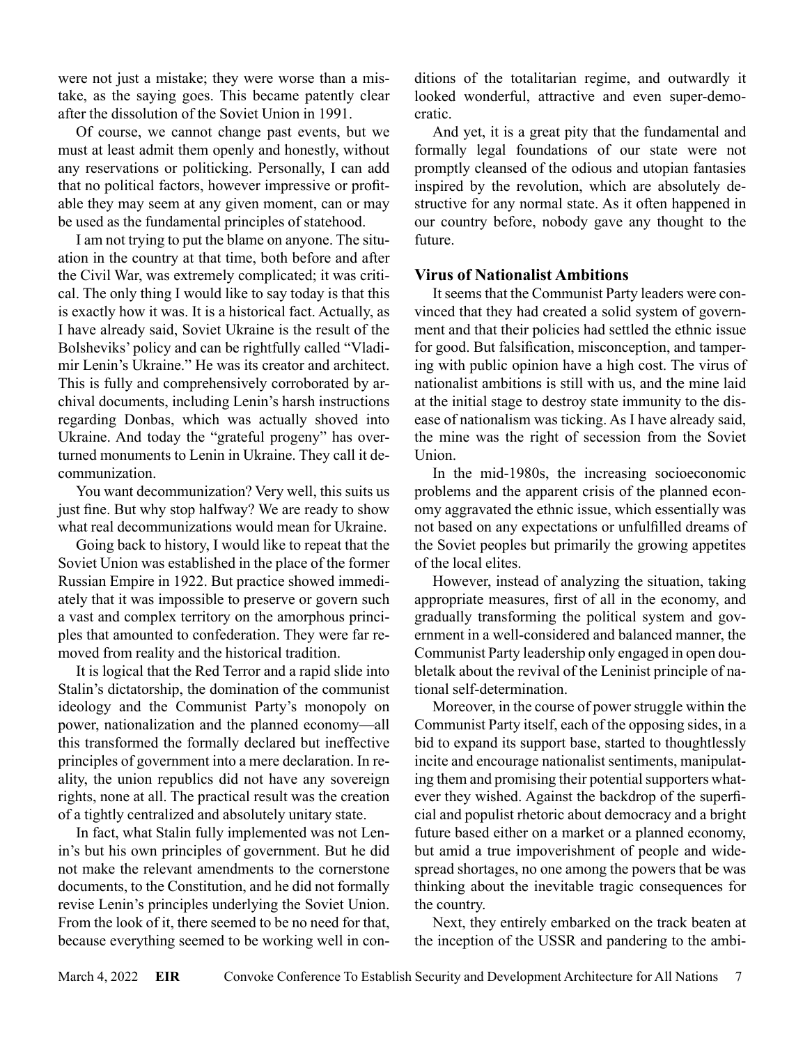were not just a mistake; they were worse than a mistake, as the saying goes. This became patently clear after the dissolution of the Soviet Union in 1991.

Of course, we cannot change past events, but we must at least admit them openly and honestly, without any reservations or politicking. Personally, I can add that no political factors, however impressive or profitable they may seem at any given moment, can or may be used as the fundamental principles of statehood.

I am not trying to put the blame on anyone. The situation in the country at that time, both before and after the Civil War, was extremely complicated; it was critical. The only thing I would like to say today is that this is exactly how it was. It is a historical fact. Actually, as I have already said, Soviet Ukraine is the result of the Bolsheviks' policy and can be rightfully called "Vladimir Lenin's Ukraine." He was its creator and architect. This is fully and comprehensively corroborated by archival documents, including Lenin's harsh instructions regarding Donbas, which was actually shoved into Ukraine. And today the "grateful progeny" has overturned monuments to Lenin in Ukraine. They call it decommunization.

You want decommunization? Very well, this suits us just fine. But why stop halfway? We are ready to show what real decommunizations would mean for Ukraine.

Going back to history, I would like to repeat that the Soviet Union was established in the place of the former Russian Empire in 1922. But practice showed immediately that it was impossible to preserve or govern such a vast and complex territory on the amorphous principles that amounted to confederation. They were far removed from reality and the historical tradition.

It is logical that the Red Terror and a rapid slide into Stalin's dictatorship, the domination of the communist ideology and the Communist Party's monopoly on power, nationalization and the planned economy—all this transformed the formally declared but ineffective principles of government into a mere declaration. In reality, the union republics did not have any sovereign rights, none at all. The practical result was the creation of a tightly centralized and absolutely unitary state.

In fact, what Stalin fully implemented was not Lenin's but his own principles of government. But he did not make the relevant amendments to the cornerstone documents, to the Constitution, and he did not formally revise Lenin's principles underlying the Soviet Union. From the look of it, there seemed to be no need for that, because everything seemed to be working well in conditions of the totalitarian regime, and outwardly it looked wonderful, attractive and even super-democratic.

And yet, it is a great pity that the fundamental and formally legal foundations of our state were not promptly cleansed of the odious and utopian fantasies inspired by the revolution, which are absolutely destructive for any normal state. As it often happened in our country before, nobody gave any thought to the future.

### Virus of Nationalist Ambitions

It seems that the Communist Party leaders were convinced that they had created a solid system of government and that their policies had settled the ethnic issue for good. But falsification, misconception, and tampering with public opinion have a high cost. The virus of nationalist ambitions is still with us, and the mine laid at the initial stage to destroy state immunity to the disease of nationalism was ticking. As I have already said, the mine was the right of secession from the Soviet Union.

In the mid-1980s, the increasing socioeconomic problems and the apparent crisis of the planned economy aggravated the ethnic issue, which essentially was not based on any expectations or unfulfilled dreams of the Soviet peoples but primarily the growing appetites of the local elites.

However, instead of analyzing the situation, taking appropriate measures, first of all in the economy, and gradually transforming the political system and government in a well-considered and balanced manner, the Communist Party leadership only engaged in open doubletalk about the revival of the Leninist principle of national self-determination.

Moreover, in the course of power struggle within the Communist Party itself, each of the opposing sides, in a bid to expand its support base, started to thoughtlessly incite and encourage nationalist sentiments, manipulating them and promising their potential supporters whatever they wished. Against the backdrop of the superficial and populist rhetoric about democracy and a bright future based either on a market or a planned economy, but amid a true impoverishment of people and widespread shortages, no one among the powers that be was thinking about the inevitable tragic consequences for the country.

Next, they entirely embarked on the track beaten at the inception of the USSR and pandering to the ambi-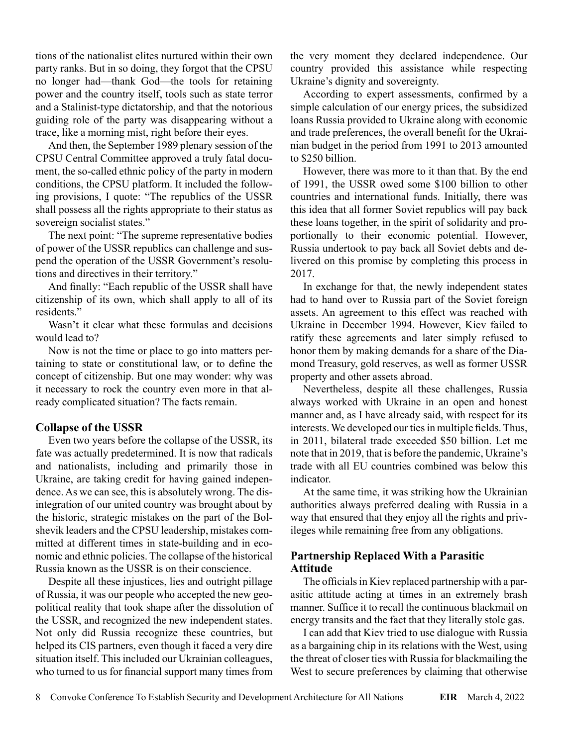tions of the nationalist elites nurtured within their own party ranks. But in so doing, they forgot that the CPSU no longer had—thank God—the tools for retaining power and the country itself, tools such as state terror and a Stalinist-type dictatorship, and that the notorious guiding role of the party was disappearing without a trace, like a morning mist, right before their eyes.

And then, the September 1989 plenary session of the CPSU Central Committee approved a truly fatal document, the so-called ethnic policy of the party in modern conditions, the CPSU platform. It included the following provisions, I quote: "The republics of the USSR shall possess all the rights appropriate to their status as sovereign socialist states."

The next point: "The supreme representative bodies of power of the USSR republics can challenge and suspend the operation of the USSR Government's resolutions and directives in their territory."

And finally: "Each republic of the USSR shall have citizenship of its own, which shall apply to all of its residents."

Wasn't it clear what these formulas and decisions would lead to?

Now is not the time or place to go into matters pertaining to state or constitutional law, or to define the concept of citizenship. But one may wonder: why was it necessary to rock the country even more in that already complicated situation? The facts remain.

### Collapse of the USSR

Even two years before the collapse of the USSR, its fate was actually predetermined. It is now that radicals and nationalists, including and primarily those in Ukraine, are taking credit for having gained independence. As we can see, this is absolutely wrong. The disintegration of our united country was brought about by the historic, strategic mistakes on the part of the Bolshevik leaders and the CPSU leadership, mistakes committed at different times in state-building and in economic and ethnic policies. The collapse of the historical Russia known as the USSR is on their conscience.

Despite all these injustices, lies and outright pillage of Russia, it was our people who accepted the new geopolitical reality that took shape after the dissolution of the USSR, and recognized the new independent states. Not only did Russia recognize these countries, but helped its CIS partners, even though it faced a very dire situation itself. This included our Ukrainian colleagues, who turned to us for financial support many times from the very moment they declared independence. Our country provided this assistance while respecting Ukraine's dignity and sovereignty.

According to expert assessments, confirmed by a simple calculation of our energy prices, the subsidized loans Russia provided to Ukraine along with economic and trade preferences, the overall benefit for the Ukrainian budget in the period from 1991 to 2013 amounted to $250 billion.

However, there was more to it than that. By the end of 1991, the USSR owed some $100 billion to other countries and international funds. Initially, there was this idea that all former Soviet republics will pay back these loans together, in the spirit of solidarity and proportionally to their economic potential. However, Russia undertook to pay back all Soviet debts and delivered on this promise by completing this process in 2017.

In exchange for that, the newly independent states had to hand over to Russia part of the Soviet foreign assets. An agreement to this effect was reached with Ukraine in December 1994. However, Kiev failed to ratify these agreements and later simply refused to honor them by making demands for a share of the Diamond Treasury, gold reserves, as well as former USSR property and other assets abroad.

Nevertheless, despite all these challenges, Russia always worked with Ukraine in an open and honest manner and, as I have already said, with respect for its interests. We developed our ties in multiple fields. Thus, in 2011, bilateral trade exceeded $50 billion. Let me note that in 2019, that is before the pandemic, Ukraine's trade with all EU countries combined was below this indicator.

At the same time, it was striking how the Ukrainian authorities always preferred dealing with Russia in a way that ensured that they enjoy all the rights and privileges while remaining free from any obligations.

### Partnership Replaced With a Parasitic Attitude

The officials in Kiev replaced partnership with a parasitic attitude acting at times in an extremely brash manner. Suffice it to recall the continuous blackmail on energy transits and the fact that they literally stole gas.

I can add that Kiev tried to use dialogue with Russia as a bargaining chip in its relations with the West, using the threat of closer ties with Russia for blackmailing the West to secure preferences by claiming that otherwise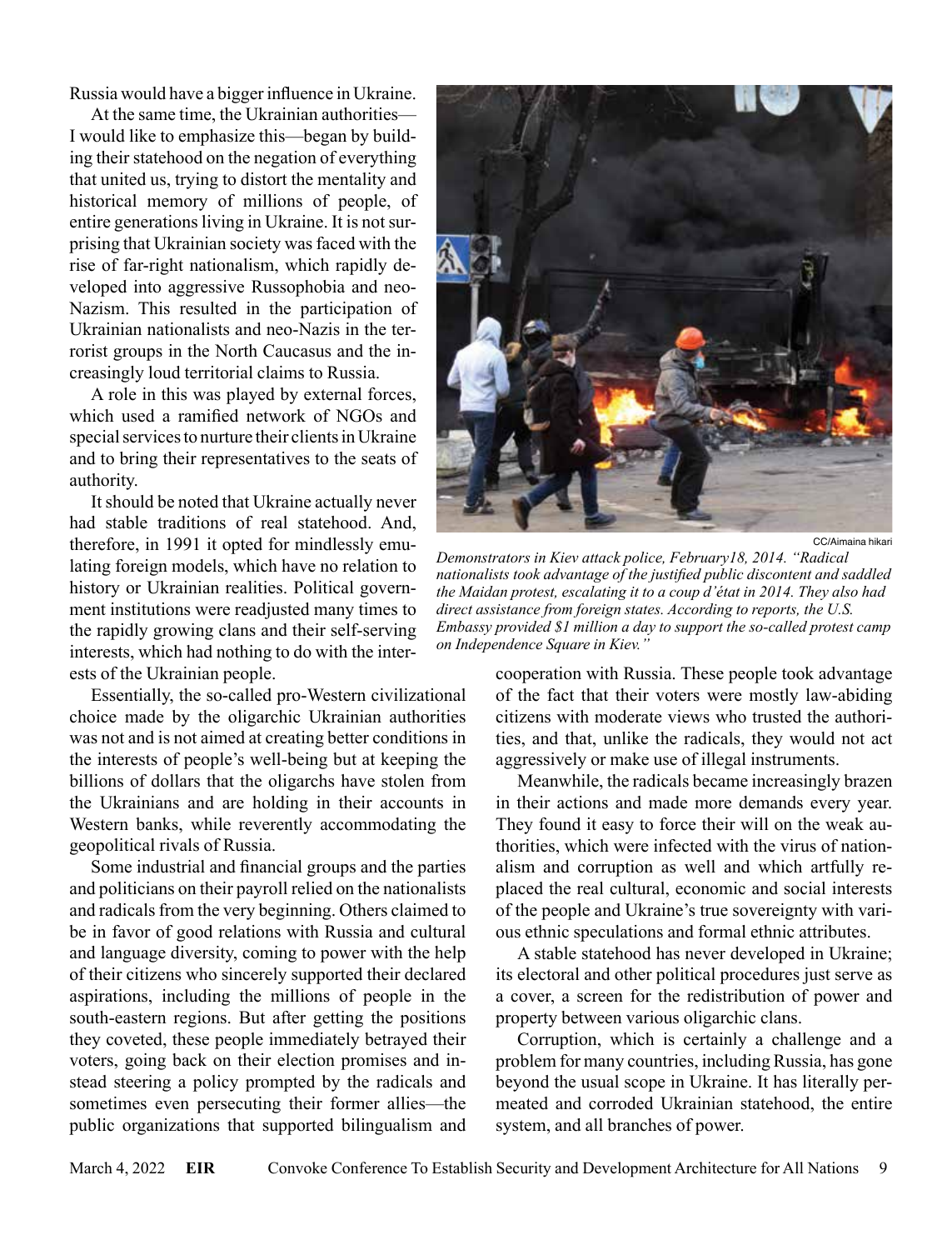Russia would have a bigger influence in Ukraine.

At the same time, the Ukrainian authorities—I would like to emphasize this—began by building their statehood on the negation of everything that united us, trying to distort the mentality and historical memory of millions of people, of entire generations living in Ukraine. It is not surprising that Ukrainian society was faced with the rise of far-right nationalism, which rapidly developed into aggressive Russophobia and neo-Nazism. This resulted in the participation of Ukrainian nationalists and neo-Nazis in the terrorist groups in the North Caucasus and the increasingly loud territorial claims to Russia.

A role in this was played by external forces, which used a ramified network of NGOs and special services to nurture their clients in Ukraine and to bring their representatives to the seats of authority.

It should be noted that Ukraine actually never had stable traditions of real statehood. And, therefore, in 1991 it opted for mindlessly emulating foreign models, which have no relation to history or Ukrainian realities. Political government institutions were readjusted many times to the rapidly growing clans and their self-serving interests, which had nothing to do with the interests of the Ukrainian people.

Essentially, the so-called pro-Western civilizational choice made by the oligarchic Ukrainian authorities was not and is not aimed at creating better conditions in the interests of people's well-being but at keeping the billions of dollars that the oligarchs have stolen from the Ukrainians and are holding in their accounts in Western banks, while reverently accommodating the geopolitical rivals of Russia.

Some industrial and financial groups and the parties and politicians on their payroll relied on the nationalists and radicals from the very beginning. Others claimed to be in favor of good relations with Russia and cultural and language diversity, coming to power with the help of their citizens who sincerely supported their declared aspirations, including the millions of people in the south-eastern regions. But after getting the positions they coveted, these people immediately betrayed their voters, going back on their election promises and instead steering a policy prompted by the radicals and sometimes even persecuting their former allies—the public organizations that supported bilingualism and cooperation with Russia. These people took advantage of the fact that their voters were mostly law-abiding citizens with moderate views who trusted the authorities, and that, unlike the radicals, they would not act aggressively or make use of illegal instruments.

CC/Aimaina hikari

*Demonstrators in Kiev attack police, February18, 2014. "Radical nationalists took advantage of the justified public discontent and saddled the Maidan protest, escalating it to a coup d'état in 2014. They also had direct assistance from foreign states. According to reports, the U.S. Embassy provided $1 million a day to support the so-called protest camp on Independence Square in Kiev."*

Meanwhile, the radicals became increasingly brazen in their actions and made more demands every year. They found it easy to force their will on the weak authorities, which were infected with the virus of nationalism and corruption as well and which artfully replaced the real cultural, economic and social interests of the people and Ukraine's true sovereignty with various ethnic speculations and formal ethnic attributes.

A stable statehood has never developed in Ukraine; its electoral and other political procedures just serve as a cover, a screen for the redistribution of power and property between various oligarchic clans.

Corruption, which is certainly a challenge and a problem for many countries, including Russia, has gone beyond the usual scope in Ukraine. It has literally permeated and corroded Ukrainian statehood, the entire system, and all branches of power.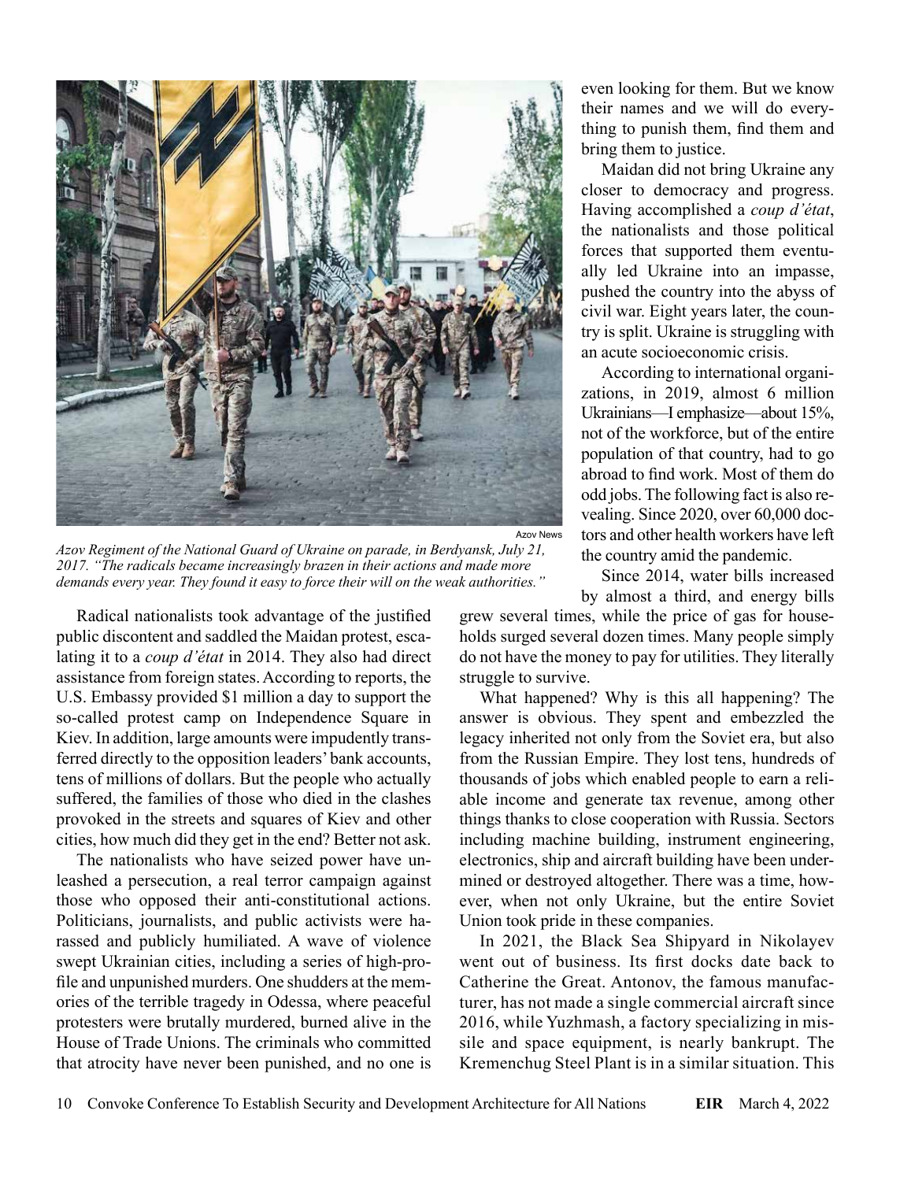Azov News

*Azov Regiment of the National Guard of Ukraine on parade, in Berdyansk, July 21, 2017. "The radicals became increasingly brazen in their actions and made more demands every year. They found it easy to force their will on the weak authorities."*

Radical nationalists took advantage of the justified public discontent and saddled the Maidan protest, escalating it to a *coup d'état* in 2014. They also had direct assistance from foreign states. According to reports, the U.S. Embassy provided $1 million a day to support the so-called protest camp on Independence Square in Kiev. In addition, large amounts were impudently transferred directly to the opposition leaders' bank accounts, tens of millions of dollars. But the people who actually suffered, the families of those who died in the clashes provoked in the streets and squares of Kiev and other cities, how much did they get in the end? Better not ask.

The nationalists who have seized power have unleashed a persecution, a real terror campaign against those who opposed their anti-constitutional actions. Politicians, journalists, and public activists were harassed and publicly humiliated. A wave of violence swept Ukrainian cities, including a series of high-profile and unpunished murders. One shudders at the memories of the terrible tragedy in Odessa, where peaceful protesters were brutally murdered, burned alive in the House of Trade Unions. The criminals who committed that atrocity have never been punished, and no one is even looking for them. But we know their names and we will do everything to punish them, find them and bring them to justice.

Maidan did not bring Ukraine any closer to democracy and progress. Having accomplished a *coup d'état*, the nationalists and those political forces that supported them eventually led Ukraine into an impasse, pushed the country into the abyss of civil war. Eight years later, the country is split. Ukraine is struggling with an acute socioeconomic crisis.

According to international organizations, in 2019, almost 6 million Ukrainians—I emphasize—about 15%, not of the workforce, but of the entire population of that country, had to go abroad to find work. Most of them do odd jobs. The following fact is also revealing. Since 2020, over 60,000 doctors and other health workers have left the country amid the pandemic.

Since 2014, water bills increased by almost a third, and energy bills grew several times, while the price of gas for households surged several dozen times. Many people simply do not have the money to pay for utilities. They literally struggle to survive.

What happened? Why is this all happening? The answer is obvious. They spent and embezzled the legacy inherited not only from the Soviet era, but also from the Russian Empire. They lost tens, hundreds of thousands of jobs which enabled people to earn a reliable income and generate tax revenue, among other things thanks to close cooperation with Russia. Sectors including machine building, instrument engineering, electronics, ship and aircraft building have been undermined or destroyed altogether. There was a time, however, when not only Ukraine, but the entire Soviet Union took pride in these companies.

In 2021, the Black Sea Shipyard in Nikolayev went out of business. Its first docks date back to Catherine the Great. Antonov, the famous manufacturer, has not made a single commercial aircraft since 2016, while Yuzhmash, a factory specializing in missile and space equipment, is nearly bankrupt. The Kremenchug Steel Plant is in a similar situation. This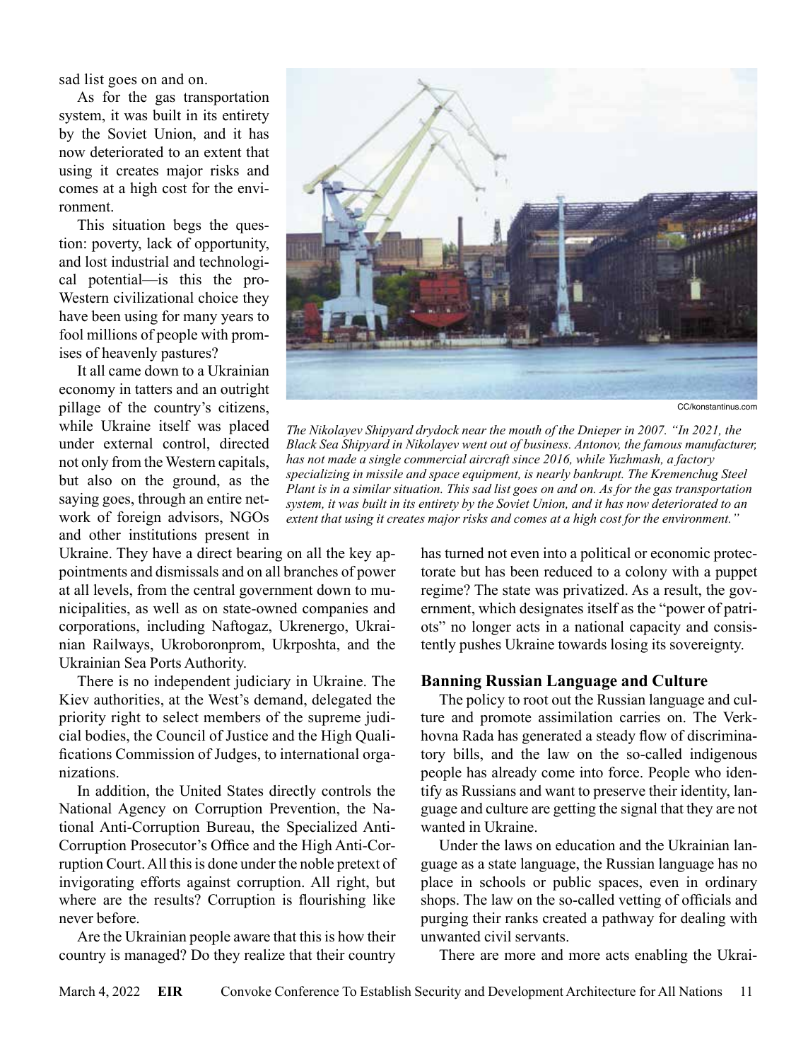sad list goes on and on.

As for the gas transportation system, it was built in its entirety by the Soviet Union, and it has now deteriorated to an extent that using it creates major risks and comes at a high cost for the environment.

This situation begs the question: poverty, lack of opportunity, and lost industrial and technological potential—is this the pro-Western civilizational choice they have been using for many years to fool millions of people with promises of heavenly pastures?

It all came down to a Ukrainian economy in tatters and an outright pillage of the country's citizens, while Ukraine itself was placed under external control, directed not only from the Western capitals, but also on the ground, as the saying goes, through an entire network of foreign advisors, NGOs and other institutions present in Ukraine. They have a direct bearing on all the key appointments and dismissals and on all branches of power at all levels, from the central government down to municipalities, as well as on state-owned companies and corporations, including Naftogaz, Ukrenergo, Ukrainian Railways, Ukroboronprom, Ukrposhta, and the Ukrainian Sea Ports Authority.

CC/konstantinus.com

*The Nikolayev Shipyard drydock near the mouth of the Dnieper in 2007. "In 2021, the Black Sea Shipyard in Nikolayev went out of business. Antonov, the famous manufacturer, has not made a single commercial aircraft since 2016, while Yuzhmash, a factory specializing in missile and space equipment, is nearly bankrupt. The Kremenchug Steel Plant is in a similar situation. This sad list goes on and on. As for the gas transportation system, it was built in its entirety by the Soviet Union, and it has now deteriorated to an extent that using it creates major risks and comes at a high cost for the environment."*

There is no independent judiciary in Ukraine. The Kiev authorities, at the West's demand, delegated the priority right to select members of the supreme judicial bodies, the Council of Justice and the High Qualifications Commission of Judges, to international organizations.

In addition, the United States directly controls the National Agency on Corruption Prevention, the National Anti-Corruption Bureau, the Specialized Anti-Corruption Prosecutor's Office and the High Anti-Corruption Court. All this is done under the noble pretext of invigorating efforts against corruption. All right, but where are the results? Corruption is flourishing like never before.

Are the Ukrainian people aware that this is how their country is managed? Do they realize that their country has turned not even into a political or economic protectorate but has been reduced to a colony with a puppet regime? The state was privatized. As a result, the government, which designates itself as the "power of patriots" no longer acts in a national capacity and consistently pushes Ukraine towards losing its sovereignty.

### Banning Russian Language and Culture

The policy to root out the Russian language and culture and promote assimilation carries on. The Verkhovna Rada has generated a steady flow of discriminatory bills, and the law on the so-called indigenous people has already come into force. People who identify as Russians and want to preserve their identity, language and culture are getting the signal that they are not wanted in Ukraine.

Under the laws on education and the Ukrainian language as a state language, the Russian language has no place in schools or public spaces, even in ordinary shops. The law on the so-called vetting of officials and purging their ranks created a pathway for dealing with unwanted civil servants.

There are more and more acts enabling the Ukrai-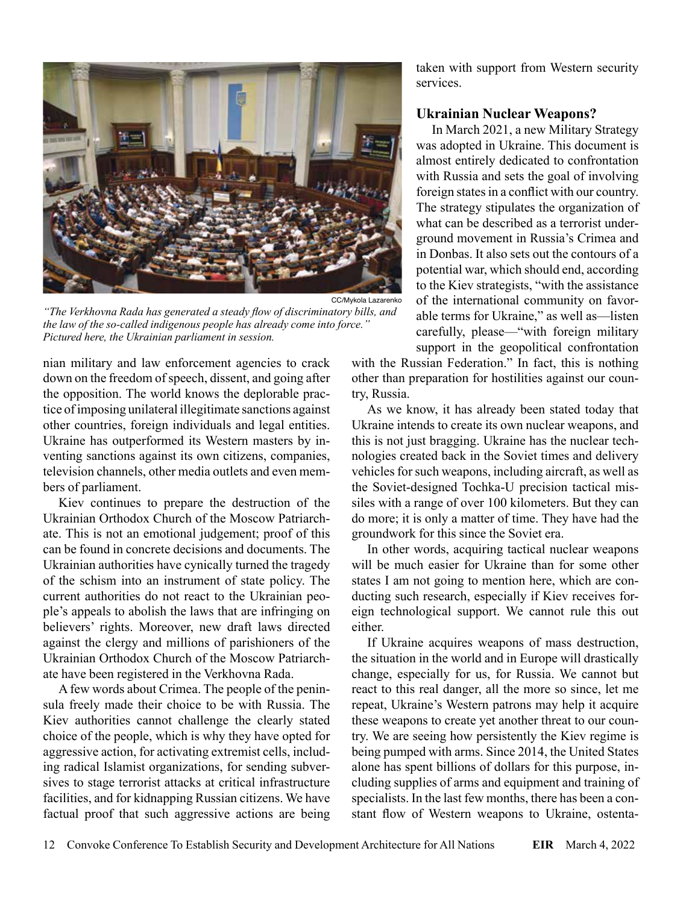CC/Mykola Lazarenko

*"The Verkhovna Rada has generated a steady flow of discriminatory bills, and the law of the so-called indigenous people has already come into force." Pictured here, the Ukrainian parliament in session.*

nian military and law enforcement agencies to crack down on the freedom of speech, dissent, and going after the opposition. The world knows the deplorable practice of imposing unilateral illegitimate sanctions against other countries, foreign individuals and legal entities. Ukraine has outperformed its Western masters by inventing sanctions against its own citizens, companies, television channels, other media outlets and even members of parliament.

Kiev continues to prepare the destruction of the Ukrainian Orthodox Church of the Moscow Patriarchate. This is not an emotional judgement; proof of this can be found in concrete decisions and documents. The Ukrainian authorities have cynically turned the tragedy of the schism into an instrument of state policy. The current authorities do not react to the Ukrainian people's appeals to abolish the laws that are infringing on believers' rights. Moreover, new draft laws directed against the clergy and millions of parishioners of the Ukrainian Orthodox Church of the Moscow Patriarchate have been registered in the Verkhovna Rada.

A few words about Crimea. The people of the peninsula freely made their choice to be with Russia. The Kiev authorities cannot challenge the clearly stated choice of the people, which is why they have opted for aggressive action, for activating extremist cells, including radical Islamist organizations, for sending subversives to stage terrorist attacks at critical infrastructure facilities, and for kidnapping Russian citizens. We have factual proof that such aggressive actions are being taken with support from Western security services.

### Ukrainian Nuclear Weapons?

In March 2021, a new Military Strategy was adopted in Ukraine. This document is almost entirely dedicated to confrontation with Russia and sets the goal of involving foreign states in a conflict with our country. The strategy stipulates the organization of what can be described as a terrorist underground movement in Russia's Crimea and in Donbas. It also sets out the contours of a potential war, which should end, according to the Kiev strategists, "with the assistance of the international community on favorable terms for Ukraine," as well as—listen carefully, please—"with foreign military support in the geopolitical confrontation with the Russian Federation." In fact, this is nothing other than preparation for hostilities against our country, Russia.

As we know, it has already been stated today that Ukraine intends to create its own nuclear weapons, and this is not just bragging. Ukraine has the nuclear technologies created back in the Soviet times and delivery vehicles for such weapons, including aircraft, as well as the Soviet-designed Tochka-U precision tactical missiles with a range of over 100 kilometers. But they can do more; it is only a matter of time. They have had the groundwork for this since the Soviet era.

In other words, acquiring tactical nuclear weapons will be much easier for Ukraine than for some other states I am not going to mention here, which are conducting such research, especially if Kiev receives foreign technological support. We cannot rule this out either.

If Ukraine acquires weapons of mass destruction, the situation in the world and in Europe will drastically change, especially for us, for Russia. We cannot but react to this real danger, all the more so since, let me repeat, Ukraine's Western patrons may help it acquire these weapons to create yet another threat to our country. We are seeing how persistently the Kiev regime is being pumped with arms. Since 2014, the United States alone has spent billions of dollars for this purpose, including supplies of arms and equipment and training of specialists. In the last few months, there has been a constant flow of Western weapons to Ukraine, ostenta-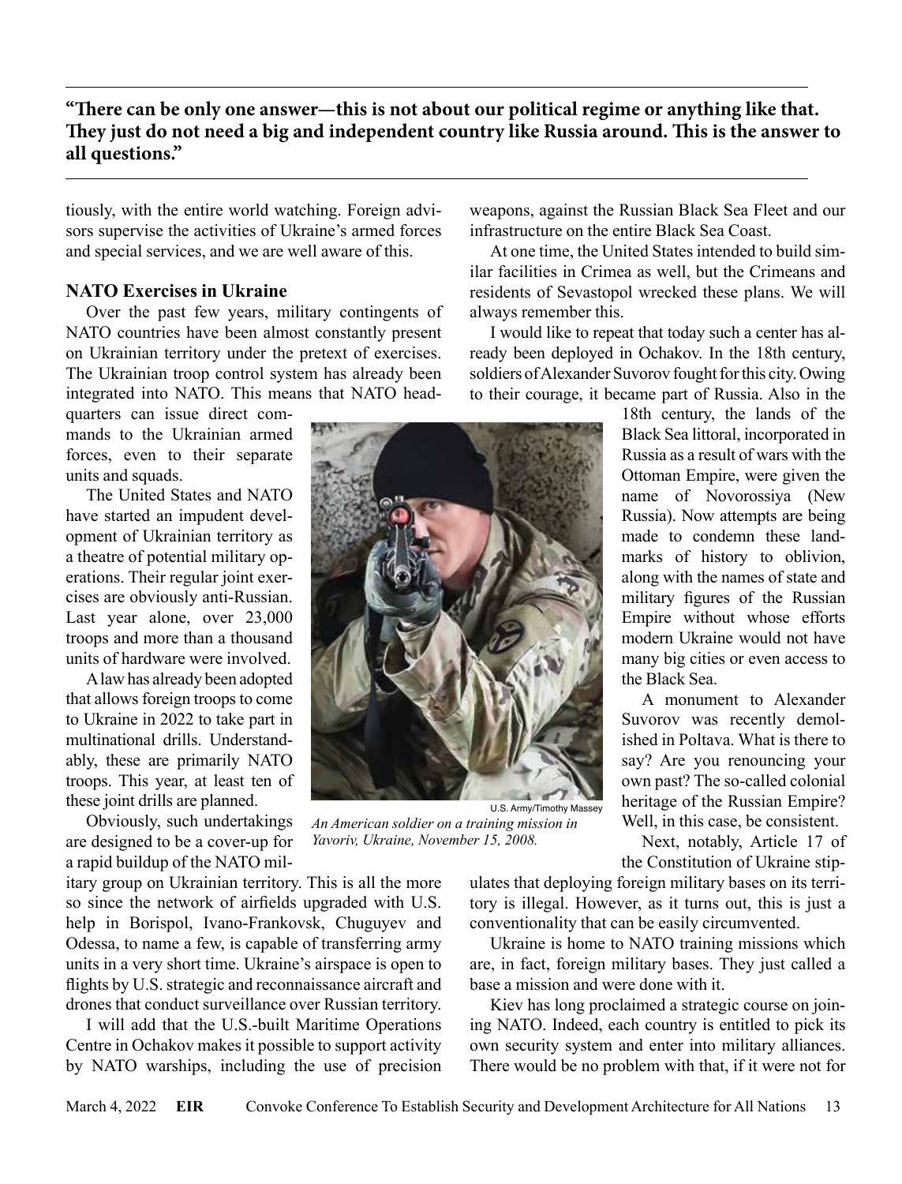**"There can be only one answer—this is not about our political regime or anything like that. They just do not need a big and independent country like Russia around. This is the answer to all questions."**

tiously, with the entire world watching. Foreign advisors supervise the activities of Ukraine's armed forces and special services, and we are well aware of this.

### NATO Exercises in Ukraine

Over the past few years, military contingents of NATO countries have been almost constantly present on Ukrainian territory under the pretext of exercises. The Ukrainian troop control system has already been integrated into NATO. This means that NATO headquarters can issue direct commands to the Ukrainian armed forces, even to their separate units and squads.

The United States and NATO have started an impudent development of Ukrainian territory as a theatre of potential military operations. Their regular joint exercises are obviously anti-Russian. Last year alone, over 23,000 troops and more than a thousand units of hardware were involved.

A law has already been adopted that allows foreign troops to come to Ukraine in 2022 to take part in multinational drills. Understandably, these are primarily NATO troops. This year, at least ten of these joint drills are planned.

Obviously, such undertakings are designed to be a cover-up for a rapid buildup of the NATO military group on Ukrainian territory. This is all the more so since the network of airfields upgraded with U.S. help in Borispol, Ivano-Frankovsk, Chuguyev and Odessa, to name a few, is capable of transferring army units in a very short time. Ukraine's airspace is open to flights by U.S. strategic and reconnaissance aircraft and drones that conduct surveillance over Russian territory.

I will add that the U.S.-built Maritime Operations Centre in Ochakov makes it possible to support activity by NATO warships, including the use of precision weapons, against the Russian Black Sea Fleet and our infrastructure on the entire Black Sea Coast.

U.S. Army/Timothy Massey

*An American soldier on a training mission in Yavoriv, Ukraine, November 15, 2008.*

At one time, the United States intended to build similar facilities in Crimea as well, but the Crimeans and residents of Sevastopol wrecked these plans. We will always remember this.

I would like to repeat that today such a center has already been deployed in Ochakov. In the 18th century, soldiers of Alexander Suvorov fought for this city. Owing to their courage, it became part of Russia. Also in the 18th century, the lands of the Black Sea littoral, incorporated in Russia as a result of wars with the Ottoman Empire, were given the name of Novorossiya (New Russia). Now attempts are being made to condemn these landmarks of history to oblivion, along with the names of state and military figures of the Russian Empire without whose efforts modern Ukraine would not have many big cities or even access to the Black Sea.

A monument to Alexander Suvorov was recently demolished in Poltava. What is there to say? Are you renouncing your own past? The so-called colonial heritage of the Russian Empire? Well, in this case, be consistent.

Next, notably, Article 17 of the Constitution of Ukraine stipulates that deploying foreign military bases on its territory is illegal. However, as it turns out, this is just a conventionality that can be easily circumvented.

Ukraine is home to NATO training missions which are, in fact, foreign military bases. They just called a base a mission and were done with it.

Kiev has long proclaimed a strategic course on joining NATO. Indeed, each country is entitled to pick its own security system and enter into military alliances. There would be no problem with that, if it were not for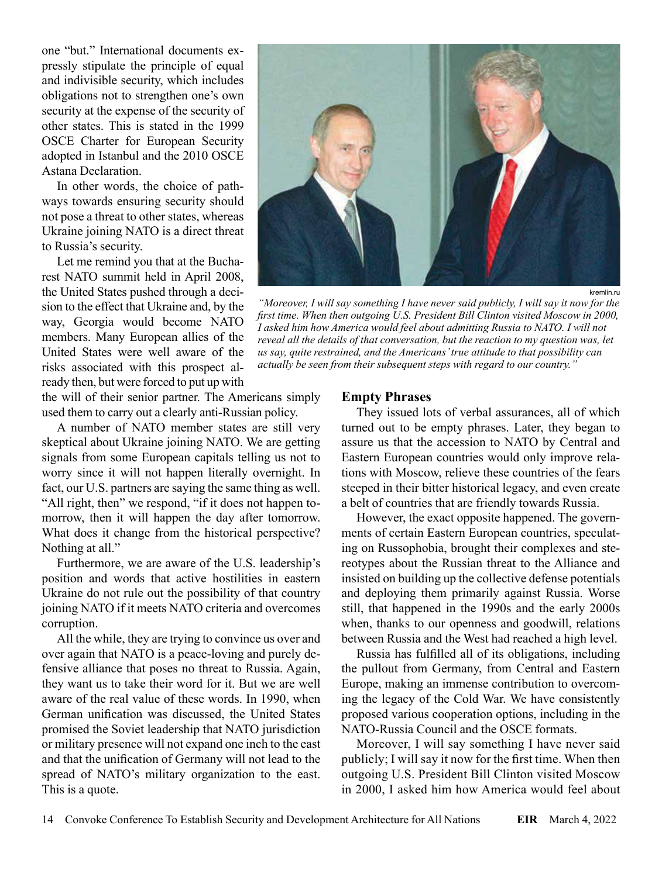one "but." International documents expressly stipulate the principle of equal and indivisible security, which includes obligations not to strengthen one's own security at the expense of the security of other states. This is stated in the 1999 OSCE Charter for European Security adopted in Istanbul and the 2010 OSCE Astana Declaration.

In other words, the choice of pathways towards ensuring security should not pose a threat to other states, whereas Ukraine joining NATO is a direct threat to Russia's security.

Let me remind you that at the Bucharest NATO summit held in April 2008, the United States pushed through a decision to the effect that Ukraine and, by the way, Georgia would become NATO members. Many European allies of the United States were well aware of the risks associated with this prospect already then, but were forced to put up with the will of their senior partner. The Americans simply used them to carry out a clearly anti-Russian policy.

A number of NATO member states are still very skeptical about Ukraine joining NATO. We are getting signals from some European capitals telling us not to worry since it will not happen literally overnight. In fact, our U.S. partners are saying the same thing as well. "All right, then" we respond, "if it does not happen tomorrow, then it will happen the day after tomorrow. What does it change from the historical perspective? Nothing at all."

Furthermore, we are aware of the U.S. leadership's position and words that active hostilities in eastern Ukraine do not rule out the possibility of that country joining NATO if it meets NATO criteria and overcomes corruption.

All the while, they are trying to convince us over and over again that NATO is a peace-loving and purely defensive alliance that poses no threat to Russia. Again, they want us to take their word for it. But we are well aware of the real value of these words. In 1990, when German unification was discussed, the United States promised the Soviet leadership that NATO jurisdiction or military presence will not expand one inch to the east and that the unification of Germany will not lead to the spread of NATO's military organization to the east. This is a quote.

kremlin.ru

*"Moreover, I will say something I have never said publicly, I will say it now for the first time. When then outgoing U.S. President Bill Clinton visited Moscow in 2000, I asked him how America would feel about admitting Russia to NATO. I will not reveal all the details of that conversation, but the reaction to my question was, let us say, quite restrained, and the Americans' true attitude to that possibility can actually be seen from their subsequent steps with regard to our country."*

## Empty Phrases

They issued lots of verbal assurances, all of which turned out to be empty phrases. Later, they began to assure us that the accession to NATO by Central and Eastern European countries would only improve relations with Moscow, relieve these countries of the fears steeped in their bitter historical legacy, and even create a belt of countries that are friendly towards Russia.

However, the exact opposite happened. The governments of certain Eastern European countries, speculating on Russophobia, brought their complexes and stereotypes about the Russian threat to the Alliance and insisted on building up the collective defense potentials and deploying them primarily against Russia. Worse still, that happened in the 1990s and the early 2000s when, thanks to our openness and goodwill, relations between Russia and the West had reached a high level.

Russia has fulfilled all of its obligations, including the pullout from Germany, from Central and Eastern Europe, making an immense contribution to overcoming the legacy of the Cold War. We have consistently proposed various cooperation options, including in the NATO-Russia Council and the OSCE formats.

Moreover, I will say something I have never said publicly; I will say it now for the first time. When then outgoing U.S. President Bill Clinton visited Moscow in 2000, I asked him how America would feel about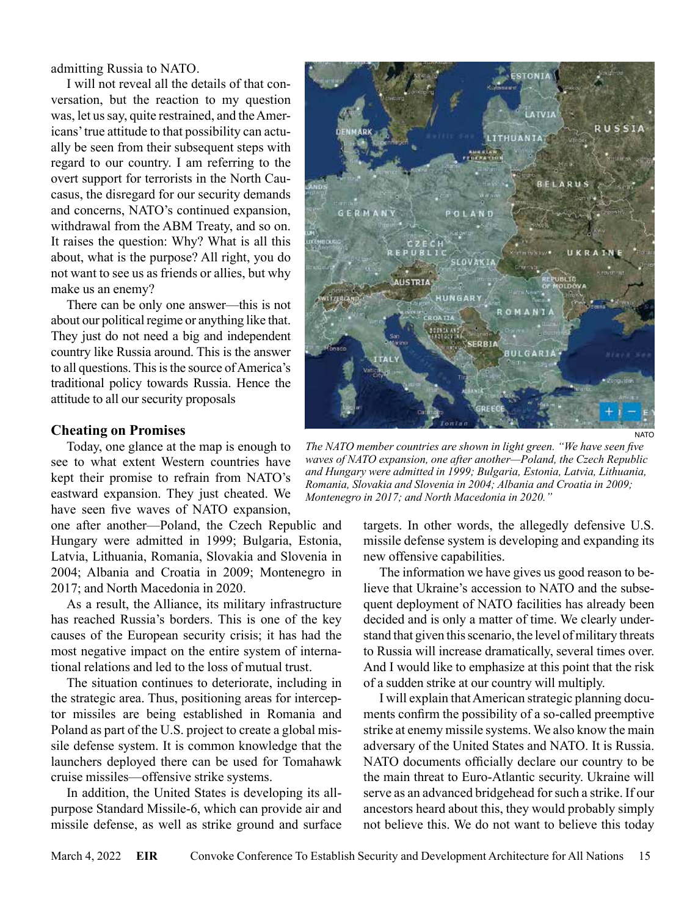admitting Russia to NATO.

I will not reveal all the details of that conversation, but the reaction to my question was, let us say, quite restrained, and the Americans' true attitude to that possibility can actually be seen from their subsequent steps with regard to our country. I am referring to the overt support for terrorists in the North Caucasus, the disregard for our security demands and concerns, NATO's continued expansion, withdrawal from the ABM Treaty, and so on. It raises the question: Why? What is all this about, what is the purpose? All right, you do not want to see us as friends or allies, but why make us an enemy?

There can be only one answer—this is not about our political regime or anything like that. They just do not need a big and independent country like Russia around. This is the answer to all questions. This is the source of America's traditional policy towards Russia. Hence the attitude to all our security proposals

## Cheating on Promises

Today, one glance at the map is enough to see to what extent Western countries have kept their promise to refrain from NATO's eastward expansion. They just cheated. We have seen five waves of NATO expansion, one after another—Poland, the Czech Republic and Hungary were admitted in 1999; Bulgaria, Estonia, Latvia, Lithuania, Romania, Slovakia and Slovenia in 2004; Albania and Croatia in 2009; Montenegro in 2017; and North Macedonia in 2020.

As a result, the Alliance, its military infrastructure has reached Russia's borders. This is one of the key causes of the European security crisis; it has had the most negative impact on the entire system of international relations and led to the loss of mutual trust.

The situation continues to deteriorate, including in the strategic area. Thus, positioning areas for interceptor missiles are being established in Romania and Poland as part of the U.S. project to create a global missile defense system. It is common knowledge that the launchers deployed there can be used for Tomahawk cruise missiles—offensive strike systems.

In addition, the United States is developing its all-purpose Standard Missile-6, which can provide air and missile defense, as well as strike ground and surface targets. In other words, the allegedly defensive U.S. missile defense system is developing and expanding its new offensive capabilities.

NATO

*The NATO member countries are shown in light green. "We have seen five waves of NATO expansion, one after another—Poland, the Czech Republic and Hungary were admitted in 1999; Bulgaria, Estonia, Latvia, Lithuania, Romania, Slovakia and Slovenia in 2004; Albania and Croatia in 2009; Montenegro in 2017; and North Macedonia in 2020."*

The information we have gives us good reason to believe that Ukraine's accession to NATO and the subsequent deployment of NATO facilities has already been decided and is only a matter of time. We clearly understand that given this scenario, the level of military threats to Russia will increase dramatically, several times over. And I would like to emphasize at this point that the risk of a sudden strike at our country will multiply.

I will explain that American strategic planning documents confirm the possibility of a so-called preemptive strike at enemy missile systems. We also know the main adversary of the United States and NATO. It is Russia. NATO documents officially declare our country to be the main threat to Euro-Atlantic security. Ukraine will serve as an advanced bridgehead for such a strike. If our ancestors heard about this, they would probably simply not believe this. We do not want to believe this today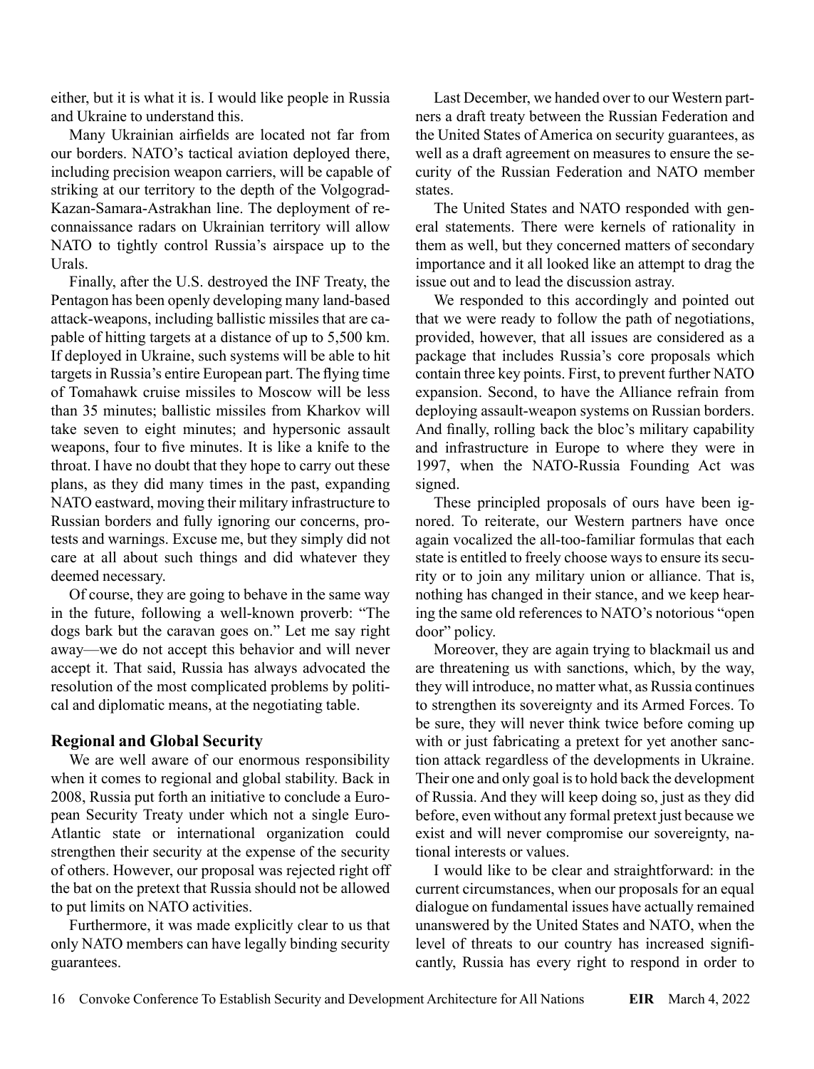either, but it is what it is. I would like people in Russia and Ukraine to understand this.

Many Ukrainian airfields are located not far from our borders. NATO's tactical aviation deployed there, including precision weapon carriers, will be capable of striking at our territory to the depth of the Volgograd-Kazan-Samara-Astrakhan line. The deployment of reconnaissance radars on Ukrainian territory will allow NATO to tightly control Russia's airspace up to the Urals.

Finally, after the U.S. destroyed the INF Treaty, the Pentagon has been openly developing many land-based attack-weapons, including ballistic missiles that are capable of hitting targets at a distance of up to 5,500 km. If deployed in Ukraine, such systems will be able to hit targets in Russia's entire European part. The flying time of Tomahawk cruise missiles to Moscow will be less than 35 minutes; ballistic missiles from Kharkov will take seven to eight minutes; and hypersonic assault weapons, four to five minutes. It is like a knife to the throat. I have no doubt that they hope to carry out these plans, as they did many times in the past, expanding NATO eastward, moving their military infrastructure to Russian borders and fully ignoring our concerns, protests and warnings. Excuse me, but they simply did not care at all about such things and did whatever they deemed necessary.

Of course, they are going to behave in the same way in the future, following a well-known proverb: "The dogs bark but the caravan goes on." Let me say right away—we do not accept this behavior and will never accept it. That said, Russia has always advocated the resolution of the most complicated problems by political and diplomatic means, at the negotiating table.

## Regional and Global Security

We are well aware of our enormous responsibility when it comes to regional and global stability. Back in 2008, Russia put forth an initiative to conclude a European Security Treaty under which not a single Euro-Atlantic state or international organization could strengthen their security at the expense of the security of others. However, our proposal was rejected right off the bat on the pretext that Russia should not be allowed to put limits on NATO activities.

Furthermore, it was made explicitly clear to us that only NATO members can have legally binding security guarantees.

Last December, we handed over to our Western partners a draft treaty between the Russian Federation and the United States of America on security guarantees, as well as a draft agreement on measures to ensure the security of the Russian Federation and NATO member states.

The United States and NATO responded with general statements. There were kernels of rationality in them as well, but they concerned matters of secondary importance and it all looked like an attempt to drag the issue out and to lead the discussion astray.

We responded to this accordingly and pointed out that we were ready to follow the path of negotiations, provided, however, that all issues are considered as a package that includes Russia's core proposals which contain three key points. First, to prevent further NATO expansion. Second, to have the Alliance refrain from deploying assault-weapon systems on Russian borders. And finally, rolling back the bloc's military capability and infrastructure in Europe to where they were in 1997, when the NATO-Russia Founding Act was signed.

These principled proposals of ours have been ignored. To reiterate, our Western partners have once again vocalized the all-too-familiar formulas that each state is entitled to freely choose ways to ensure its security or to join any military union or alliance. That is, nothing has changed in their stance, and we keep hearing the same old references to NATO's notorious "open door" policy.

Moreover, they are again trying to blackmail us and are threatening us with sanctions, which, by the way, they will introduce, no matter what, as Russia continues to strengthen its sovereignty and its Armed Forces. To be sure, they will never think twice before coming up with or just fabricating a pretext for yet another sanction attack regardless of the developments in Ukraine. Their one and only goal is to hold back the development of Russia. And they will keep doing so, just as they did before, even without any formal pretext just because we exist and will never compromise our sovereignty, national interests or values.

I would like to be clear and straightforward: in the current circumstances, when our proposals for an equal dialogue on fundamental issues have actually remained unanswered by the United States and NATO, when the level of threats to our country has increased significantly, Russia has every right to respond in order to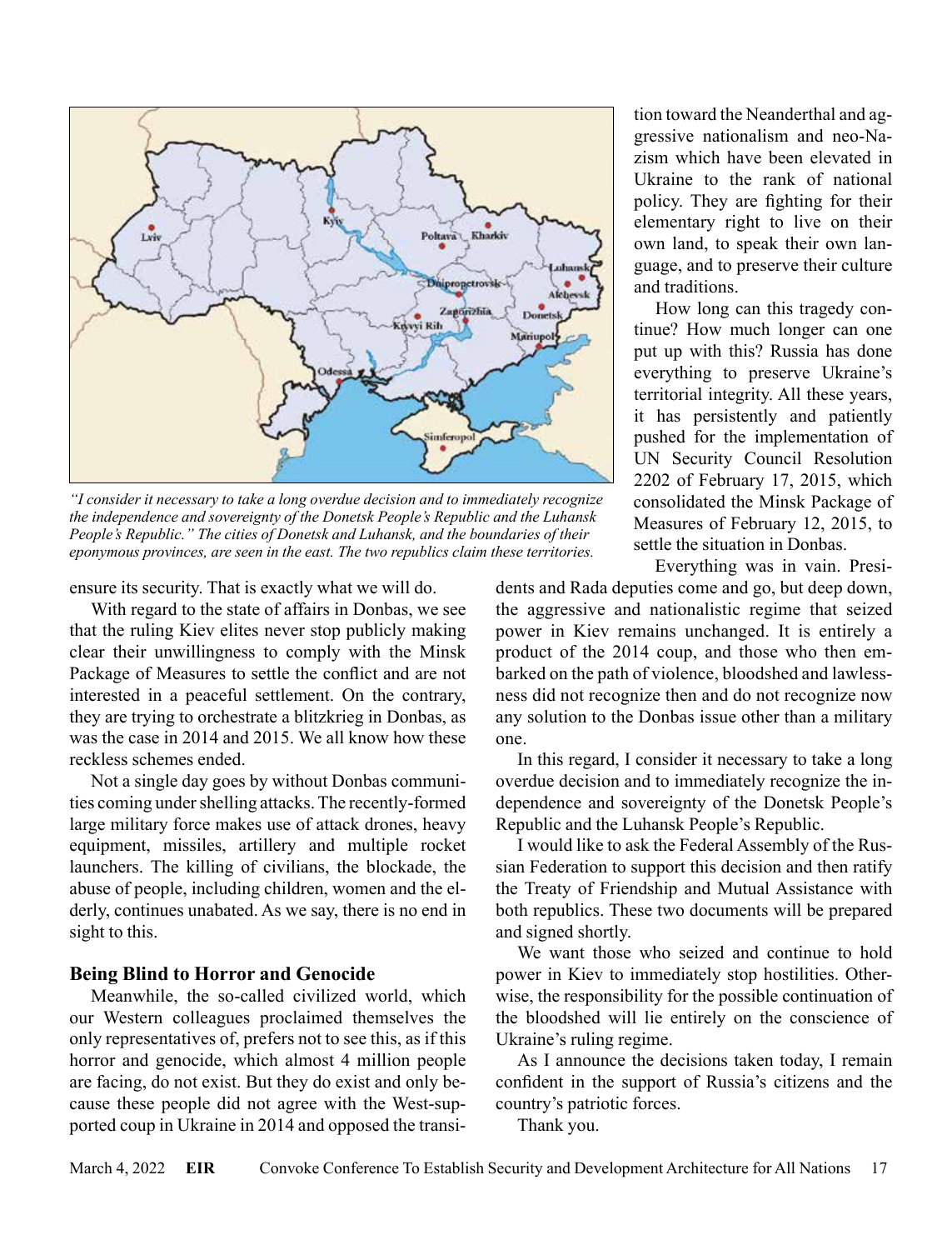ensure its security. That is exactly what we will do.

With regard to the state of affairs in Donbas, we see that the ruling Kiev elites never stop publicly making clear their unwillingness to comply with the Minsk Package of Measures to settle the conflict and are not interested in a peaceful settlement. On the contrary, they are trying to orchestrate a blitzkrieg in Donbas, as was the case in 2014 and 2015. We all know how these reckless schemes ended.

Not a single day goes by without Donbas communities coming under shelling attacks. The recently-formed large military force makes use of attack drones, heavy equipment, missiles, artillery and multiple rocket launchers. The killing of civilians, the blockade, the abuse of people, including children, women and the elderly, continues unabated. As we say, there is no end in sight to this.

### Being Blind to Horror and Genocide

Meanwhile, the so-called civilized world, which our Western colleagues proclaimed themselves the only representatives of, prefers not to see this, as if this horror and genocide, which almost 4 million people are facing, do not exist. But they do exist and only because these people did not agree with the West-supported coup in Ukraine in 2014 and opposed the transition toward the Neanderthal and aggressive nationalism and neo-Nazism which have been elevated in Ukraine to the rank of national policy. They are fighting for their elementary right to live on their own land, to speak their own language, and to preserve their culture and traditions.

How long can this tragedy continue? How much longer can one put up with this? Russia has done everything to preserve Ukraine's territorial integrity. All these years, it has persistently and patiently pushed for the implementation of UN Security Council Resolution 2202 of February 17, 2015, which consolidated the Minsk Package of Measures of February 12, 2015, to settle the situation in Donbas.

Everything was in vain. Presidents and Rada deputies come and go, but deep down, the aggressive and nationalistic regime that seized power in Kiev remains unchanged. It is entirely a product of the 2014 coup, and those who then embarked on the path of violence, bloodshed and lawlessness did not recognize then and do not recognize now any solution to the Donbas issue other than a military one.

In this regard, I consider it necessary to take a long overdue decision and to immediately recognize the independence and sovereignty of the Donetsk People's Republic and the Luhansk People's Republic.

I would like to ask the Federal Assembly of the Russian Federation to support this decision and then ratify the Treaty of Friendship and Mutual Assistance with both republics. These two documents will be prepared and signed shortly.

We want those who seized and continue to hold power in Kiev to immediately stop hostilities. Otherwise, the responsibility for the possible continuation of the bloodshed will lie entirely on the conscience of Ukraine's ruling regime.

As I announce the decisions taken today, I remain confident in the support of Russia's citizens and the country's patriotic forces.

Thank you.

Lviv
Kyiv
Poltava
Kharkiv
Luhansk
Alchevsk
Dnipropetrovsk
Zaporizhia
Kryvyi Rih
Donetsk
Mariupol
Odessa
Simferopol

*"I consider it necessary to take a long overdue decision and to immediately recognize the independence and sovereignty of the Donetsk People's Republic and the Luhansk People's Republic." The cities of Donetsk and Luhansk, and the boundaries of their eponymous provinces, are seen in the east. The two republics claim these territories.*